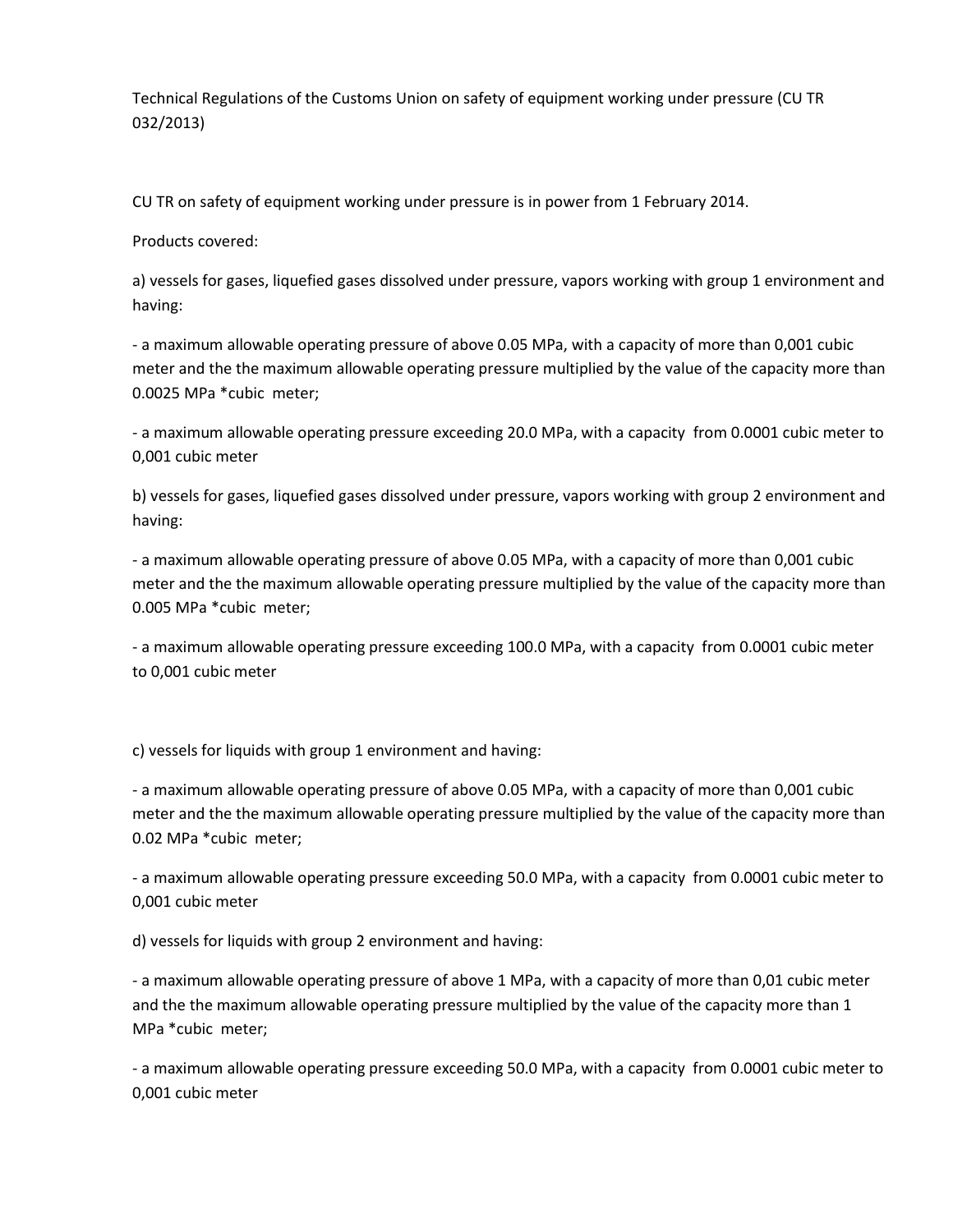Technical Regulations of the Customs Union on safety of equipment working under pressure (CU TR 032/2013)

CU TR on safety of equipment working under pressure is in power from 1 February 2014.

Products covered:

a) vessels for gases, liquefied gases dissolved under pressure, vapors working with group 1 environment and having:

- a maximum allowable operating pressure of above 0.05 MPa, with a capacity of more than 0,001 cubic meter and the the maximum allowable operating pressure multiplied by the value of the capacity more than 0.0025 MPa *cubic meter;

- a maximum allowable operating pressure exceeding 20.0 MPa, with a capacity from 0.0001 cubic meter to 0,001 cubic meter

b) vessels for gases, liquefied gases dissolved under pressure, vapors working with group 2 environment and having:

- a maximum allowable operating pressure of above 0.05 MPa, with a capacity of more than 0,001 cubic meter and the the maximum allowable operating pressure multiplied by the value of the capacity more than 0.005 MPa *cubic meter;

- a maximum allowable operating pressure exceeding 100.0 MPa, with a capacity from 0.0001 cubic meter to 0,001 cubic meter

c) vessels for liquids with group 1 environment and having:

- a maximum allowable operating pressure of above 0.05 MPa, with a capacity of more than 0,001 cubic meter and the the maximum allowable operating pressure multiplied by the value of the capacity more than 0.02 MPa *cubic meter;

- a maximum allowable operating pressure exceeding 50.0 MPa, with a capacity from 0.0001 cubic meter to 0,001 cubic meter

d) vessels for liquids with group 2 environment and having:

- a maximum allowable operating pressure of above 1 MPa, with a capacity of more than 0,01 cubic meter and the the maximum allowable operating pressure multiplied by the value of the capacity more than 1 MPa *cubic meter;

- a maximum allowable operating pressure exceeding 50.0 MPa, with a capacity from 0.0001 cubic meter to 0,001 cubic meter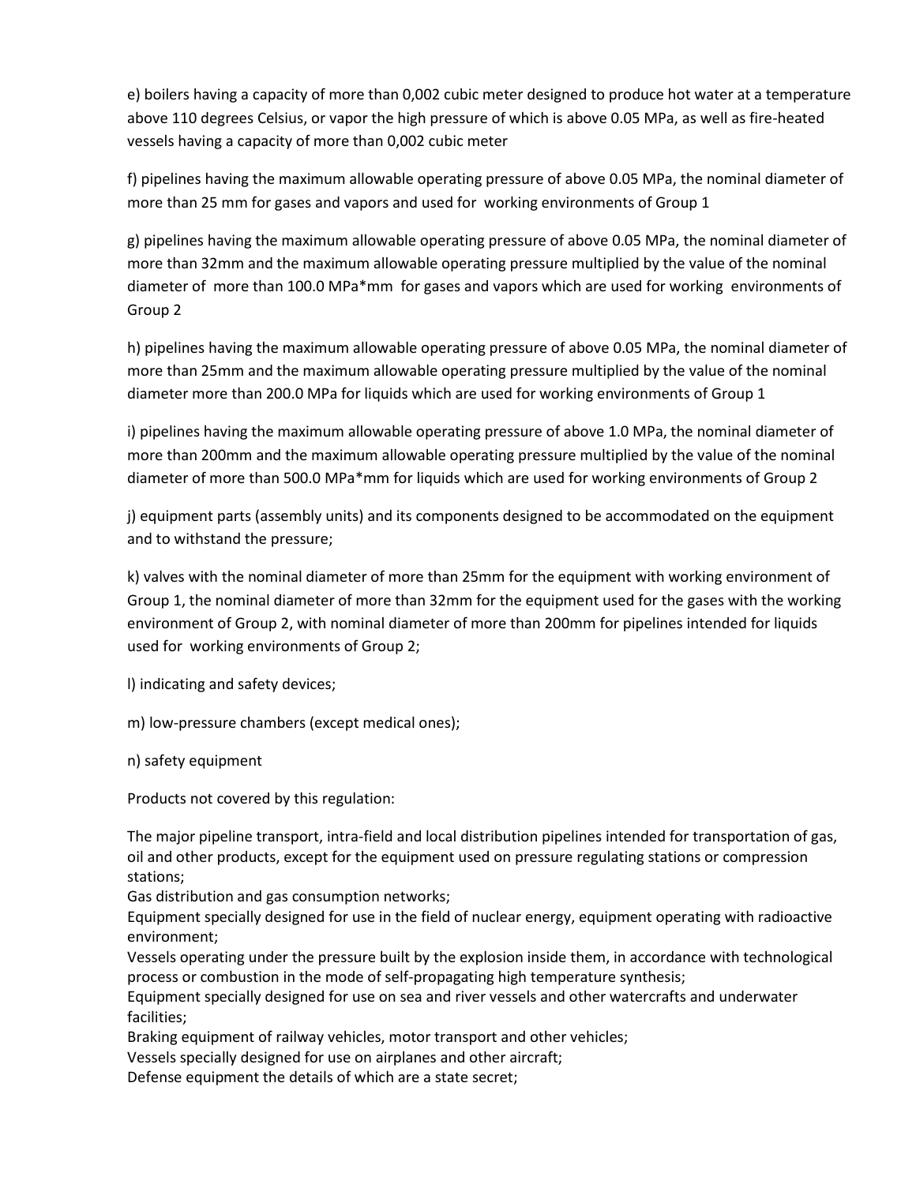e) boilers having a capacity of more than 0,002 cubic meter designed to produce hot water at a temperature above 110 degrees Celsius, or vapor the high pressure of which is above 0.05 MPa, as well as fire-heated vessels having a capacity of more than 0,002 cubic meter

f) pipelines having the maximum allowable operating pressure of above 0.05 MPa, the nominal diameter of more than 25 mm for gases and vapors and used for working environments of Group 1

g) pipelines having the maximum allowable operating pressure of above 0.05 MPa, the nominal diameter of more than 32mm and the maximum allowable operating pressure multiplied by the value of the nominal diameter of more than 100.0 MPa*mm for gases and vapors which are used for working environments of Group 2

h) pipelines having the maximum allowable operating pressure of above 0.05 MPa, the nominal diameter of more than 25mm and the maximum allowable operating pressure multiplied by the value of the nominal diameter more than 200.0 MPa for liquids which are used for working environments of Group 1

i) pipelines having the maximum allowable operating pressure of above 1.0 MPa, the nominal diameter of more than 200mm and the maximum allowable operating pressure multiplied by the value of the nominal diameter of more than 500.0 MPa*mm for liquids which are used for working environments of Group 2

j) equipment parts (assembly units) and its components designed to be accommodated on the equipment and to withstand the pressure;

k) valves with the nominal diameter of more than 25mm for the equipment with working environment of Group 1, the nominal diameter of more than 32mm for the equipment used for the gases with the working environment of Group 2, with nominal diameter of more than 200mm for pipelines intended for liquids used for working environments of Group 2;

l) indicating and safety devices;

m) low-pressure chambers (except medical ones);

n) safety equipment

Products not covered by this regulation:

The major pipeline transport, intra-field and local distribution pipelines intended for transportation of gas, oil and other products, except for the equipment used on pressure regulating stations or compression stations;
Gas distribution and gas consumption networks;
Equipment specially designed for use in the field of nuclear energy, equipment operating with radioactive environment;
Vessels operating under the pressure built by the explosion inside them, in accordance with technological process or combustion in the mode of self-propagating high temperature synthesis;
Equipment specially designed for use on sea and river vessels and other watercrafts and underwater facilities;
Braking equipment of railway vehicles, motor transport and other vehicles;
Vessels specially designed for use on airplanes and other aircraft;
Defense equipment the details of which are a state secret;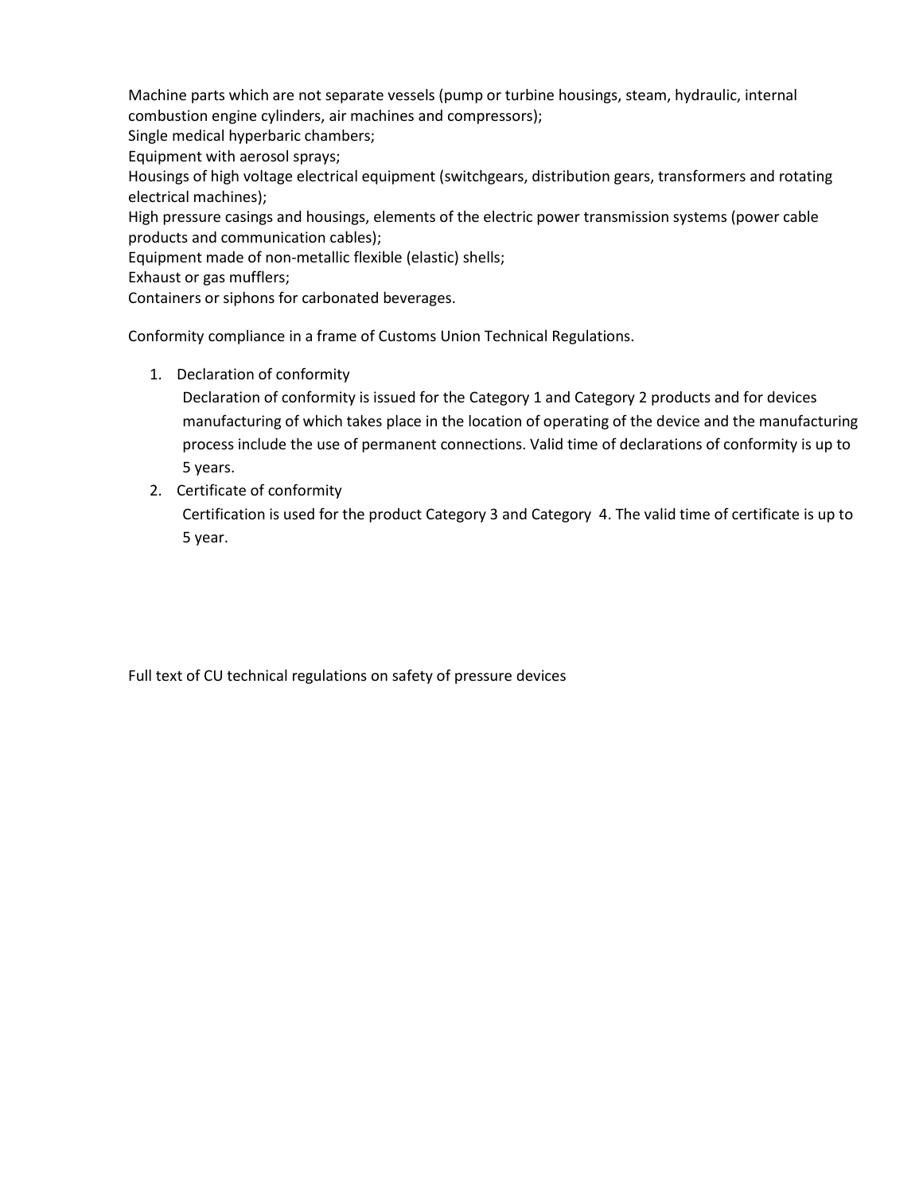Machine parts which are not separate vessels (pump or turbine housings, steam, hydraulic, internal combustion engine cylinders, air machines and compressors);
Single medical hyperbaric chambers;
Equipment with aerosol sprays;
Housings of high voltage electrical equipment (switchgears, distribution gears, transformers and rotating electrical machines);
High pressure casings and housings, elements of the electric power transmission systems (power cable products and communication cables);
Equipment made of non-metallic flexible (elastic) shells;
Exhaust or gas mufflers;
Containers or siphons for carbonated beverages.

Conformity compliance in a frame of Customs Union Technical Regulations.

1. Declaration of conformity
   Declaration of conformity is issued for the Category 1 and Category 2 products and for devices manufacturing of which takes place in the location of operating of the device and the manufacturing process include the use of permanent connections. Valid time of declarations of conformity is up to 5 years.
2. Certificate of conformity
   Certification is used for the product Category 3 and Category 4. The valid time of certificate is up to 5 year.

Full text of CU technical regulations on safety of pressure devices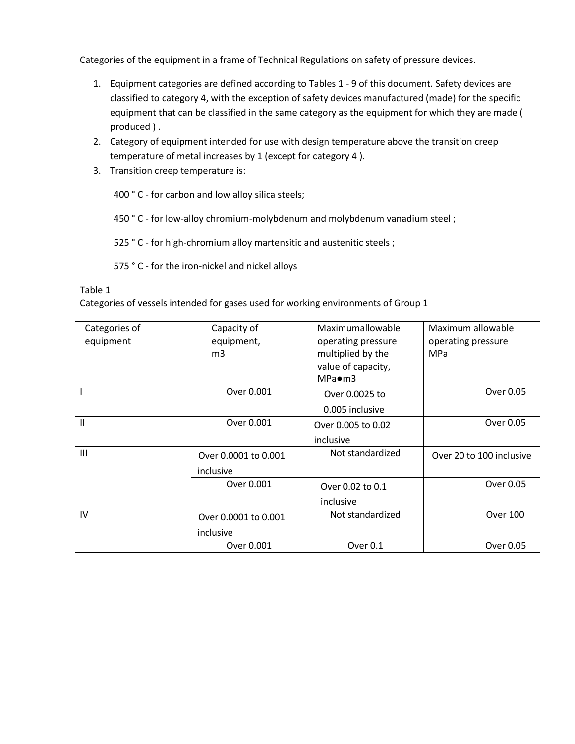Categories of the equipment in a frame of Technical Regulations on safety of pressure devices.

1. Equipment categories are defined according to Tables 1 - 9 of this document. Safety devices are classified to category 4, with the exception of safety devices manufactured (made) for the specific equipment that can be classified in the same category as the equipment for which they are made ( produced ) .
2. Category of equipment intended for use with design temperature above the transition creep temperature of metal increases by 1 (except for category 4 ).
3. Transition creep temperature is:

   400 ° C - for carbon and low alloy silica steels;

   450 ° C - for low-alloy chromium-molybdenum and molybdenum vanadium steel ;

   525 ° C - for high-chromium alloy martensitic and austenitic steels ;

   575 ° C - for the iron-nickel and nickel alloys

Table 1
Categories of vessels intended for gases used for working environments of Group 1

| Categories of equipment | Capacity of equipment, m3 | Maximumallowable operating pressure multiplied by the value of capacity, MPa●m3 | Maximum allowable operating pressure MPa |
|---|---|---|---|
| I | Over 0.001 | Over 0.0025 to 0.005 inclusive | Over 0.05 |
| II | Over 0.001 | Over 0.005 to 0.02 inclusive | Over 0.05 |
| III | Over 0.0001 to 0.001 inclusive | Not standardized | Over 20 to 100 inclusive |
| | Over 0.001 | Over 0.02 to 0.1 inclusive | Over 0.05 |
| IV | Over 0.0001 to 0.001 inclusive | Not standardized | Over 100 |
| | Over 0.001 | Over 0.1 | Over 0.05 |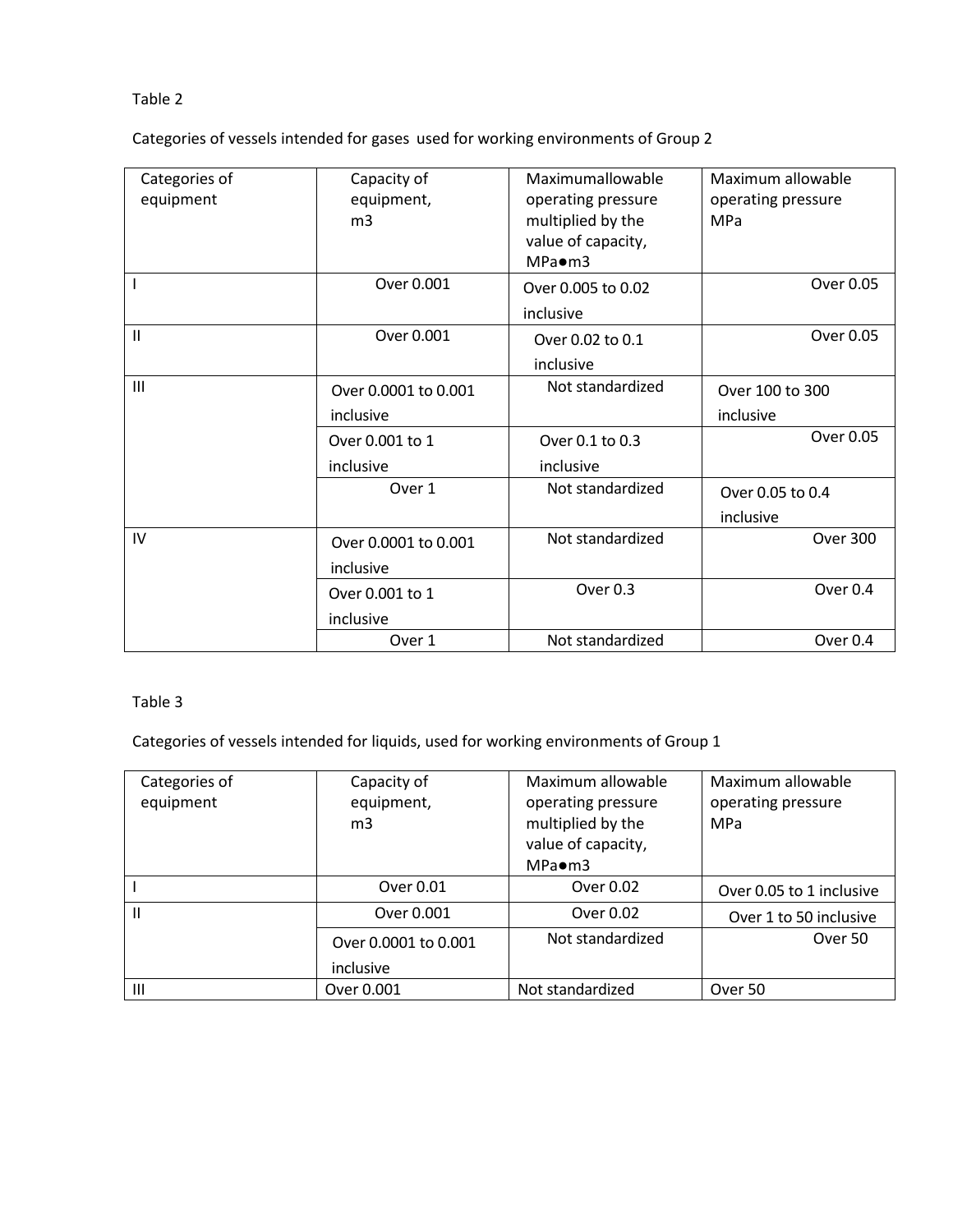Table 2

Categories of vessels intended for gases used for working environments of Group 2

| Categories of equipment | Capacity of equipment, m3 | Maximumallowable operating pressure multiplied by the value of capacity, MPa●m3 | Maximum allowable operating pressure MPa |
|---|---|---|---|
| I | Over 0.001 | Over 0.005 to 0.02 inclusive | Over 0.05 |
| II | Over 0.001 | Over 0.02 to 0.1 inclusive | Over 0.05 |
| III | Over 0.0001 to 0.001 inclusive | Not standardized | Over 100 to 300 inclusive |
| | Over 0.001 to 1 inclusive | Over 0.1 to 0.3 inclusive | Over 0.05 |
| | Over 1 | Not standardized | Over 0.05 to 0.4 inclusive |
| IV | Over 0.0001 to 0.001 inclusive | Not standardized | Over 300 |
| | Over 0.001 to 1 inclusive | Over 0.3 | Over 0.4 |
| | Over 1 | Not standardized | Over 0.4 |

Table 3

Categories of vessels intended for liquids, used for working environments of Group 1

| Categories of equipment | Capacity of equipment, m3 | Maximum allowable operating pressure multiplied by the value of capacity, MPa●m3 | Maximum allowable operating pressure MPa |
|---|---|---|---|
| I | Over 0.01 | Over 0.02 | Over 0.05 to 1 inclusive |
| II | Over 0.001 | Over 0.02 | Over 1 to 50 inclusive |
| | Over 0.0001 to 0.001 inclusive | Not standardized | Over 50 |
| III | Over 0.001 | Not standardized | Over 50 |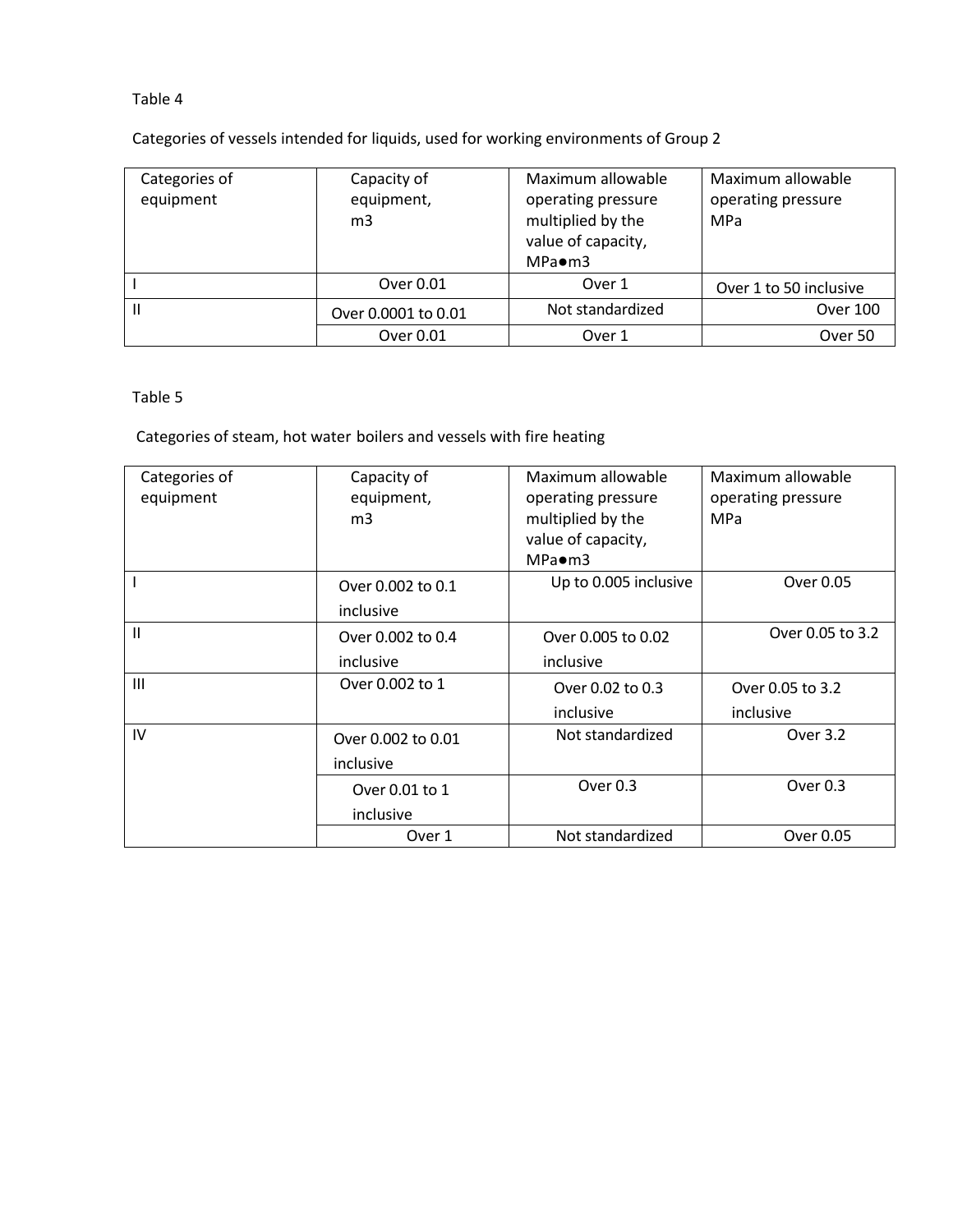Table 4

Categories of vessels intended for liquids, used for working environments of Group 2

| Categories of equipment | Capacity of equipment, m3 | Maximum allowable operating pressure multiplied by the value of capacity, MPa●m3 | Maximum allowable operating pressure MPa |
| --- | --- | --- | --- |
| I | Over 0.01 | Over 1 | Over 1 to 50 inclusive |
| II | Over 0.0001 to 0.01 | Not standardized | Over 100 |
| | Over 0.01 | Over 1 | Over 50 |

Table 5

Categories of steam, hot water boilers and vessels with fire heating

| Categories of equipment | Capacity of equipment, m3 | Maximum allowable operating pressure multiplied by the value of capacity, MPa●m3 | Maximum allowable operating pressure MPa |
| --- | --- | --- | --- |
| I | Over 0.002 to 0.1 inclusive | Up to 0.005 inclusive | Over 0.05 |
| II | Over 0.002 to 0.4 inclusive | Over 0.005 to 0.02 inclusive | Over 0.05 to 3.2 |
| III | Over 0.002 to 1 | Over 0.02 to 0.3 inclusive | Over 0.05 to 3.2 inclusive |
| IV | Over 0.002 to 0.01 inclusive | Not standardized | Over 3.2 |
| | Over 0.01 to 1 inclusive | Over 0.3 | Over 0.3 |
| | Over 1 | Not standardized | Over 0.05 |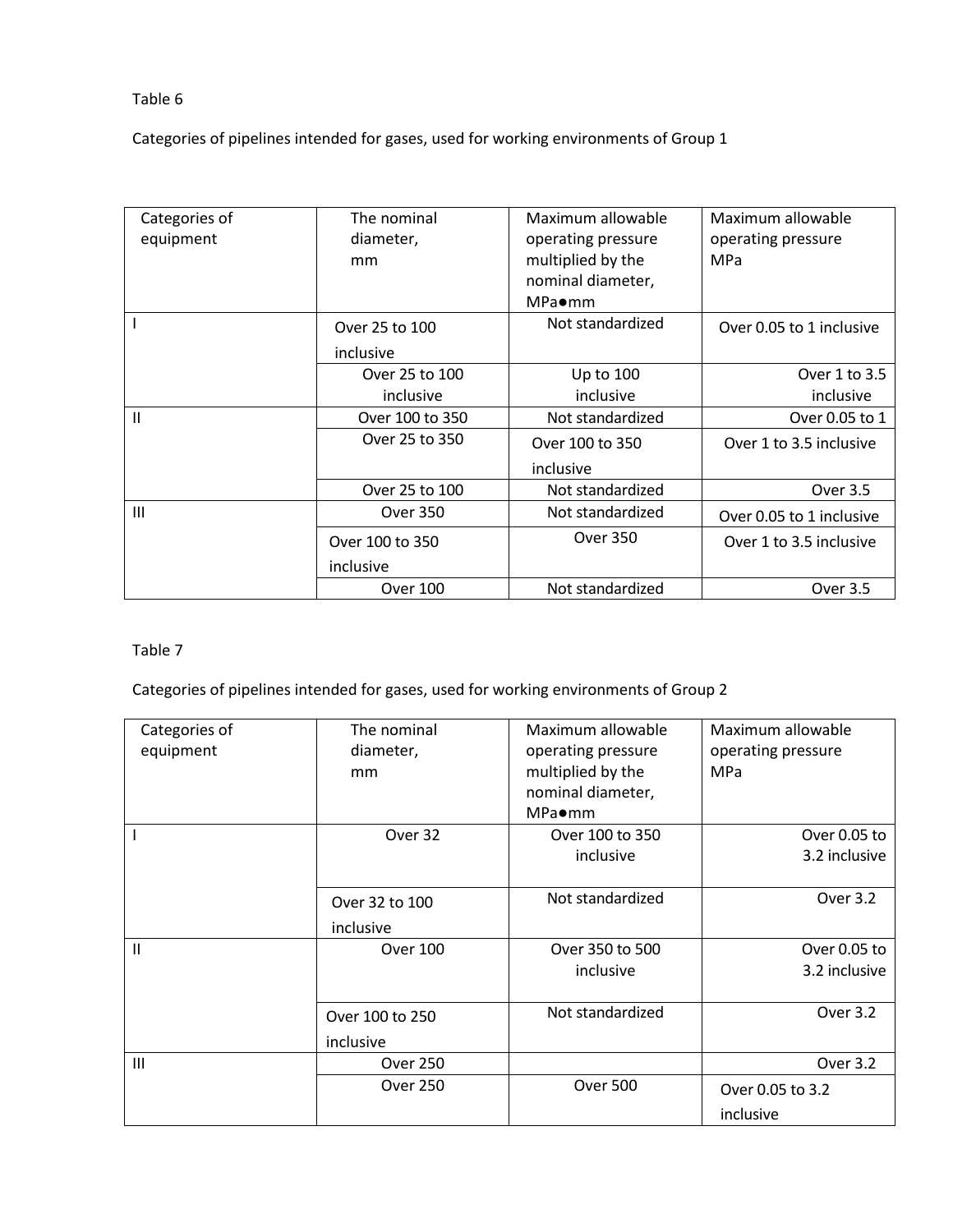Table 6

Categories of pipelines intended for gases, used for working environments of Group 1

| Categories of equipment | The nominal diameter, mm | Maximum allowable operating pressure multiplied by the nominal diameter, MPa●mm | Maximum allowable operating pressure MPa |
|---|---|---|---|
| I | Over 25 to 100 inclusive | Not standardized | Over 0.05 to 1 inclusive |
| | Over 25 to 100 inclusive | Up to 100 inclusive | Over 1 to 3.5 inclusive |
| II | Over 100 to 350 | Not standardized | Over 0.05 to 1 |
| | Over 25 to 350 | Over 100 to 350 inclusive | Over 1 to 3.5 inclusive |
| | Over 25 to 100 | Not standardized | Over 3.5 |
| III | Over 350 | Not standardized | Over 0.05 to 1 inclusive |
| | Over 100 to 350 inclusive | Over 350 | Over 1 to 3.5 inclusive |
| | Over 100 | Not standardized | Over 3.5 |

Table 7

Categories of pipelines intended for gases, used for working environments of Group 2

| Categories of equipment | The nominal diameter, mm | Maximum allowable operating pressure multiplied by the nominal diameter, MPa●mm | Maximum allowable operating pressure MPa |
|---|---|---|---|
| I | Over 32 | Over 100 to 350 inclusive | Over 0.05 to 3.2 inclusive |
| | Over 32 to 100 inclusive | Not standardized | Over 3.2 |
| II | Over 100 | Over 350 to 500 inclusive | Over 0.05 to 3.2 inclusive |
| | Over 100 to 250 inclusive | Not standardized | Over 3.2 |
| III | Over 250 | | Over 3.2 |
| | Over 250 | Over 500 | Over 0.05 to 3.2 inclusive |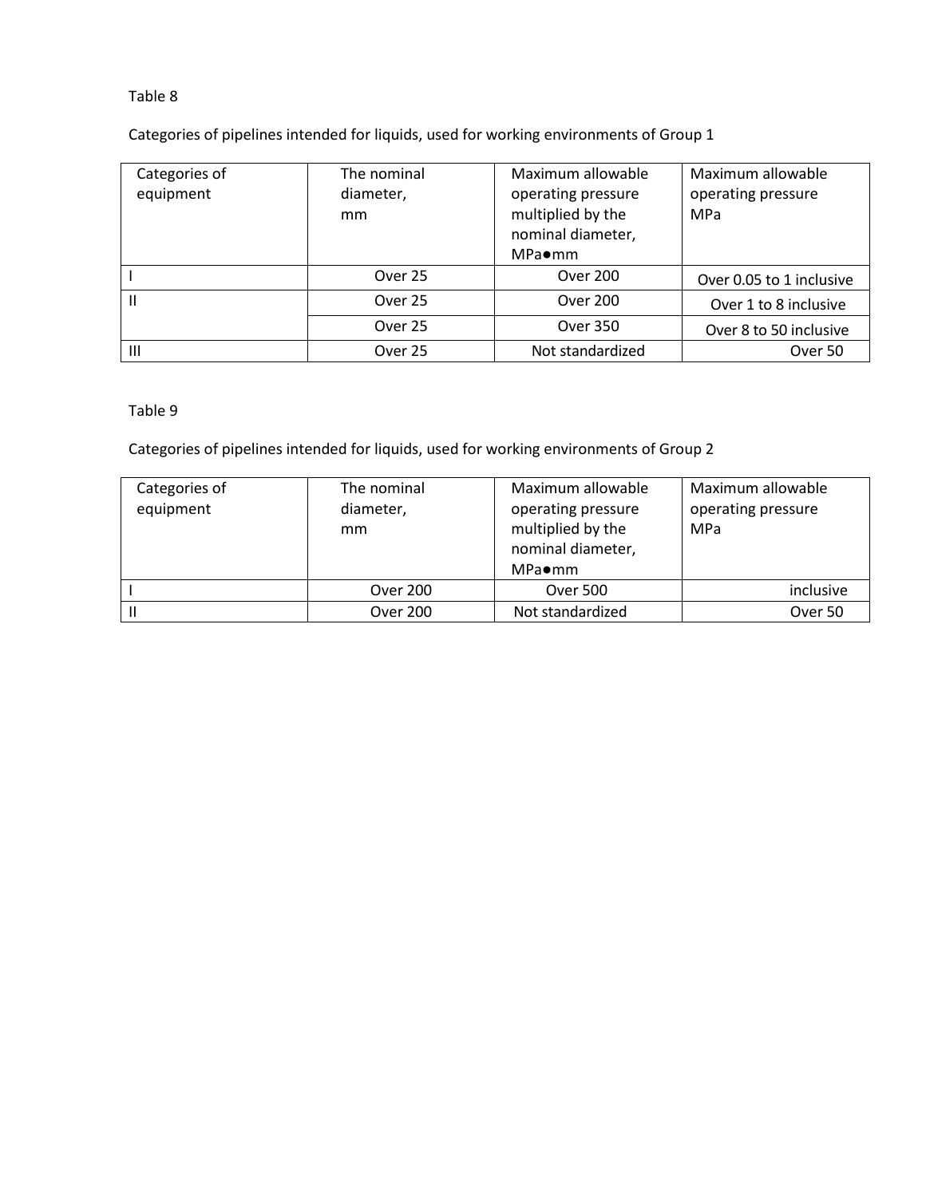Table 8

Categories of pipelines intended for liquids, used for working environments of Group 1

| Categories of equipment | The nominal diameter, mm | Maximum allowable operating pressure multiplied by the nominal diameter, MPa●mm | Maximum allowable operating pressure MPa |
|---|---|---|---|
| I | Over 25 | Over 200 | Over 0.05 to 1 inclusive |
| II | Over 25 | Over 200 | Over 1 to 8 inclusive |
| | Over 25 | Over 350 | Over 8 to 50 inclusive |
| III | Over 25 | Not standardized | Over 50 |

Table 9

Categories of pipelines intended for liquids, used for working environments of Group 2

| Categories of equipment | The nominal diameter, mm | Maximum allowable operating pressure multiplied by the nominal diameter, MPa●mm | Maximum allowable operating pressure MPa |
|---|---|---|---|
| I | Over 200 | Over 500 | inclusive |
| II | Over 200 | Not standardized | Over 50 |